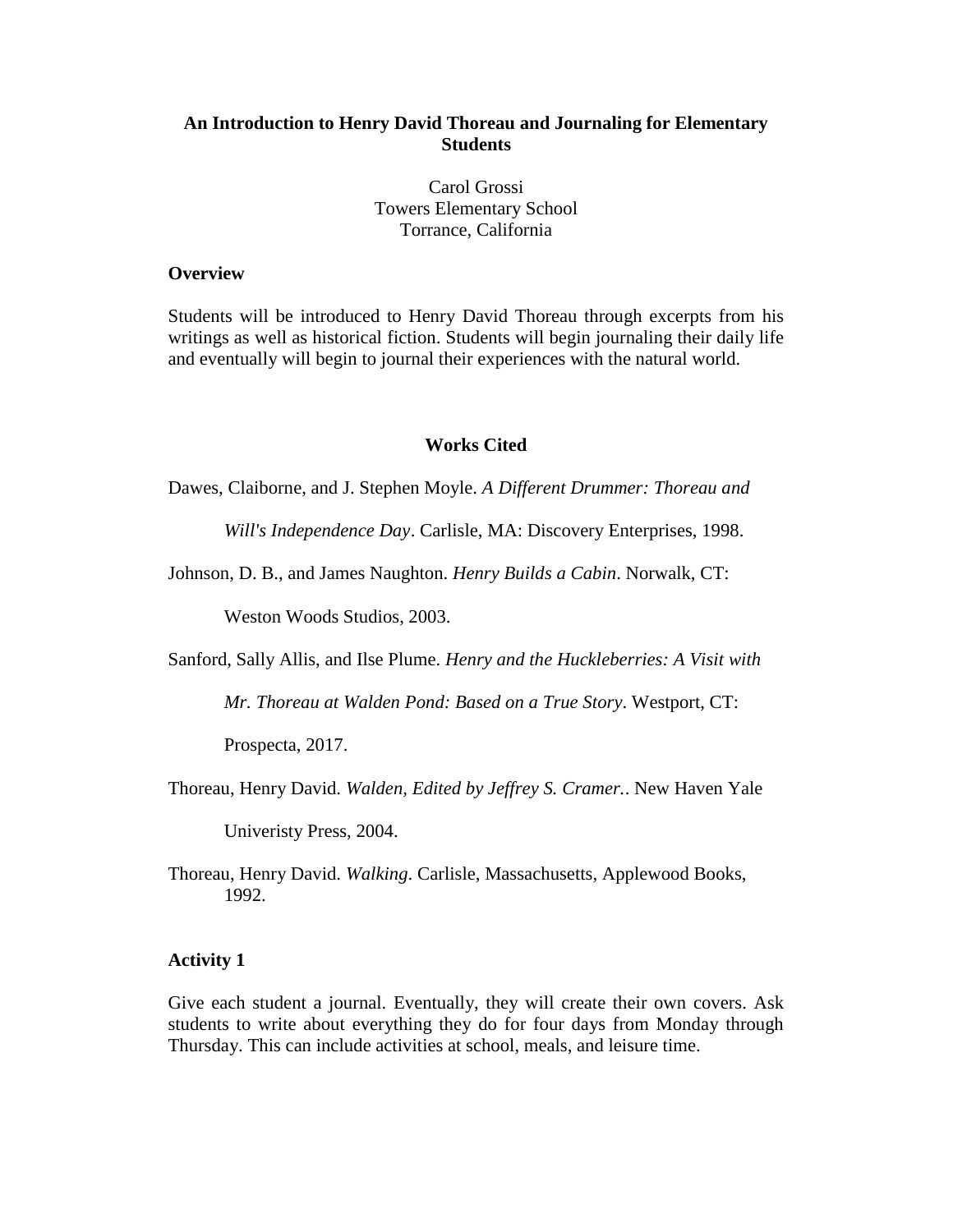# An Introduction to Henry David Thoreau and Journaling for Elementary Students

Carol Grossi
Towers Elementary School
Torrance, California

## Overview

Students will be introduced to Henry David Thoreau through excerpts from his writings as well as historical fiction. Students will begin journaling their daily life and eventually will begin to journal their experiences with the natural world.

## Works Cited

Dawes, Claiborne, and J. Stephen Moyle. *A Different Drummer: Thoreau and Will's Independence Day*. Carlisle, MA: Discovery Enterprises, 1998.

Johnson, D. B., and James Naughton. *Henry Builds a Cabin*. Norwalk, CT: Weston Woods Studios, 2003.

Sanford, Sally Allis, and Ilse Plume. *Henry and the Huckleberries: A Visit with Mr. Thoreau at Walden Pond: Based on a True Story*. Westport, CT: Prospecta, 2017.

Thoreau, Henry David. *Walden, Edited by Jeffrey S. Cramer.*. New Haven Yale Univeristy Press, 2004.

Thoreau, Henry David. *Walking*. Carlisle, Massachusetts, Applewood Books, 1992.

## Activity 1

Give each student a journal. Eventually, they will create their own covers. Ask students to write about everything they do for four days from Monday through Thursday. This can include activities at school, meals, and leisure time.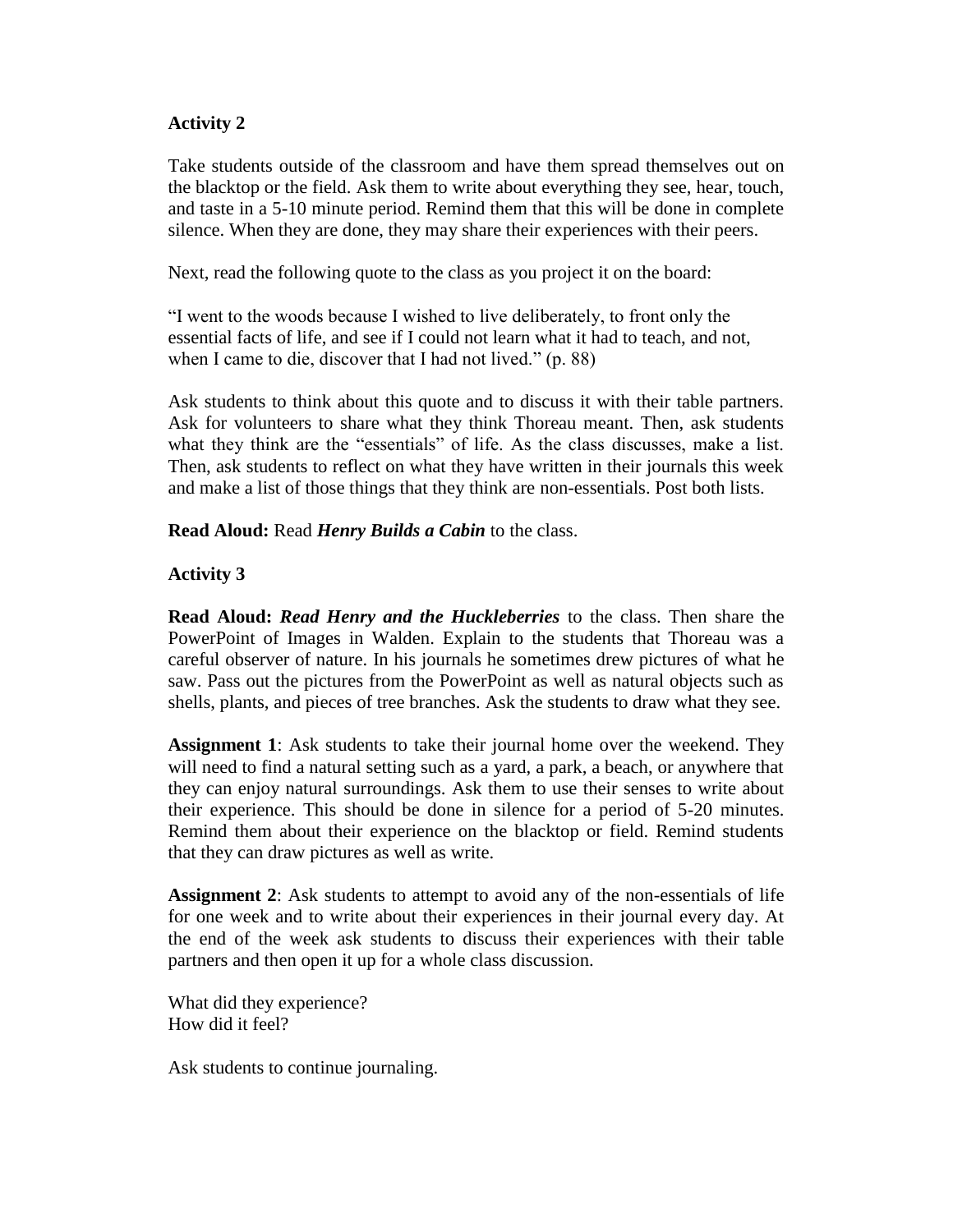**Activity 2**

Take students outside of the classroom and have them spread themselves out on the blacktop or the field. Ask them to write about everything they see, hear, touch, and taste in a 5-10 minute period. Remind them that this will be done in complete silence. When they are done, they may share their experiences with their peers.

Next, read the following quote to the class as you project it on the board:

"I went to the woods because I wished to live deliberately, to front only the essential facts of life, and see if I could not learn what it had to teach, and not, when I came to die, discover that I had not lived." (p. 88)

Ask students to think about this quote and to discuss it with their table partners. Ask for volunteers to share what they think Thoreau meant. Then, ask students what they think are the "essentials" of life. As the class discusses, make a list. Then, ask students to reflect on what they have written in their journals this week and make a list of those things that they think are non-essentials. Post both lists.

**Read Aloud:** Read ***Henry Builds a Cabin*** to the class.

**Activity 3**

**Read Aloud:** ***Read Henry and the Huckleberries*** to the class. Then share the PowerPoint of Images in Walden. Explain to the students that Thoreau was a careful observer of nature. In his journals he sometimes drew pictures of what he saw. Pass out the pictures from the PowerPoint as well as natural objects such as shells, plants, and pieces of tree branches. Ask the students to draw what they see.

**Assignment 1**: Ask students to take their journal home over the weekend. They will need to find a natural setting such as a yard, a park, a beach, or anywhere that they can enjoy natural surroundings. Ask them to use their senses to write about their experience. This should be done in silence for a period of 5-20 minutes. Remind them about their experience on the blacktop or field. Remind students that they can draw pictures as well as write.

**Assignment 2**: Ask students to attempt to avoid any of the non-essentials of life for one week and to write about their experiences in their journal every day. At the end of the week ask students to discuss their experiences with their table partners and then open it up for a whole class discussion.

What did they experience?
How did it feel?

Ask students to continue journaling.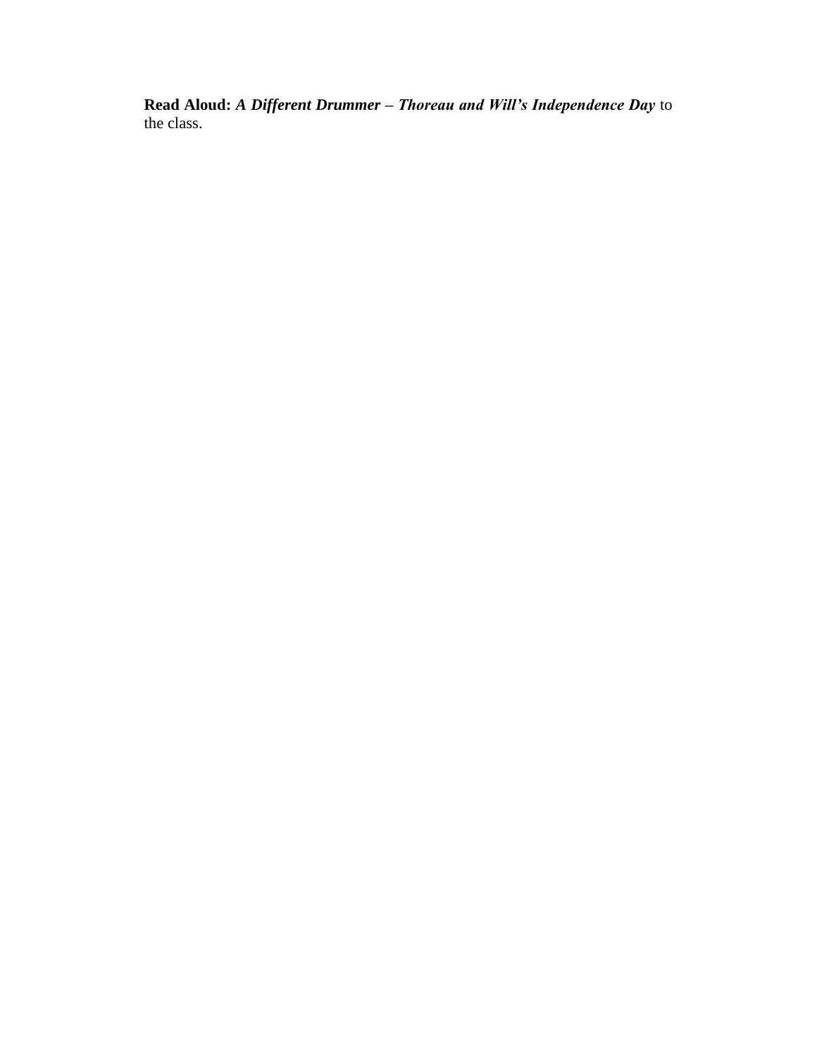**Read Aloud:** ***A Different Drummer – Thoreau and Will's Independence Day*** to the class.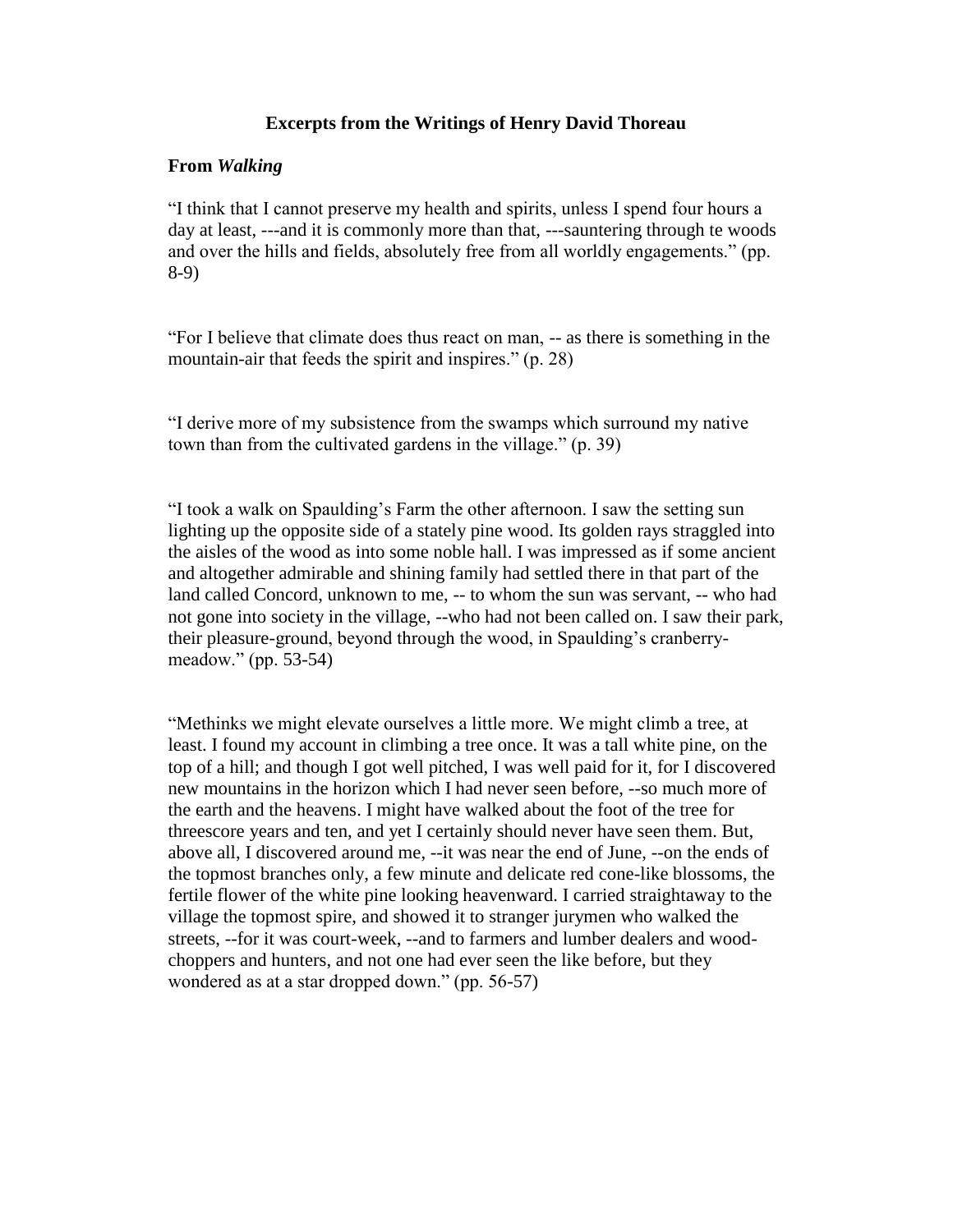**Excerpts from the Writings of Henry David Thoreau**

**From *Walking***

"I think that I cannot preserve my health and spirits, unless I spend four hours a day at least, ---and it is commonly more than that, ---sauntering through te woods and over the hills and fields, absolutely free from all worldly engagements." (pp. 8-9)

"For I believe that climate does thus react on man, -- as there is something in the mountain-air that feeds the spirit and inspires." (p. 28)

"I derive more of my subsistence from the swamps which surround my native town than from the cultivated gardens in the village." (p. 39)

"I took a walk on Spaulding's Farm the other afternoon. I saw the setting sun lighting up the opposite side of a stately pine wood. Its golden rays straggled into the aisles of the wood as into some noble hall. I was impressed as if some ancient and altogether admirable and shining family had settled there in that part of the land called Concord, unknown to me, -- to whom the sun was servant, -- who had not gone into society in the village, --who had not been called on. I saw their park, their pleasure-ground, beyond through the wood, in Spaulding's cranberry-meadow." (pp. 53-54)

"Methinks we might elevate ourselves a little more. We might climb a tree, at least. I found my account in climbing a tree once. It was a tall white pine, on the top of a hill; and though I got well pitched, I was well paid for it, for I discovered new mountains in the horizon which I had never seen before, --so much more of the earth and the heavens. I might have walked about the foot of the tree for threescore years and ten, and yet I certainly should never have seen them. But, above all, I discovered around me, --it was near the end of June, --on the ends of the topmost branches only, a few minute and delicate red cone-like blossoms, the fertile flower of the white pine looking heavenward. I carried straightaway to the village the topmost spire, and showed it to stranger jurymen who walked the streets, --for it was court-week, --and to farmers and lumber dealers and wood-choppers and hunters, and not one had ever seen the like before, but they wondered as at a star dropped down." (pp. 56-57)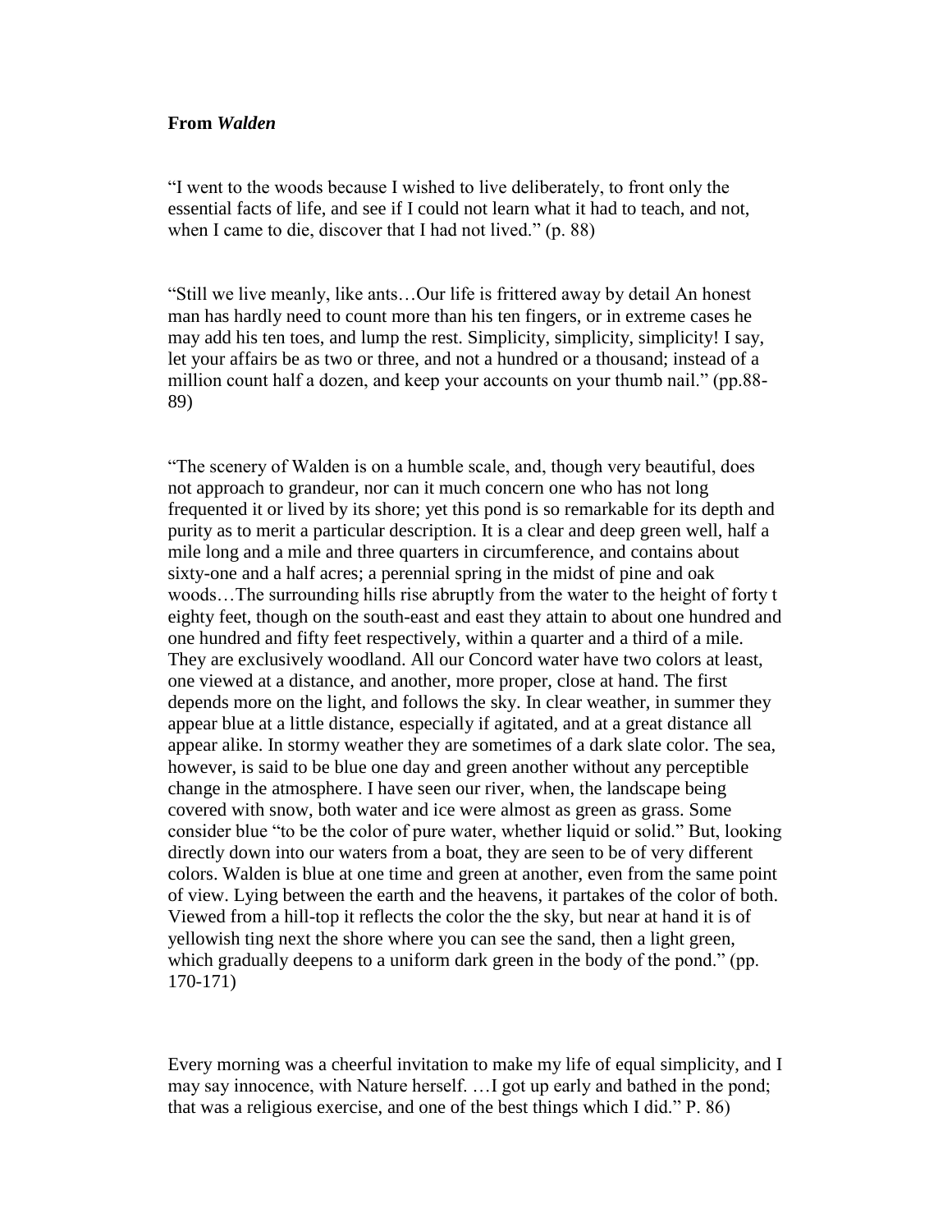**From *Walden***

"I went to the woods because I wished to live deliberately, to front only the essential facts of life, and see if I could not learn what it had to teach, and not, when I came to die, discover that I had not lived." (p. 88)

"Still we live meanly, like ants…Our life is frittered away by detail An honest man has hardly need to count more than his ten fingers, or in extreme cases he may add his ten toes, and lump the rest. Simplicity, simplicity, simplicity! I say, let your affairs be as two or three, and not a hundred or a thousand; instead of a million count half a dozen, and keep your accounts on your thumb nail." (pp.88-89)

"The scenery of Walden is on a humble scale, and, though very beautiful, does not approach to grandeur, nor can it much concern one who has not long frequented it or lived by its shore; yet this pond is so remarkable for its depth and purity as to merit a particular description. It is a clear and deep green well, half a mile long and a mile and three quarters in circumference, and contains about sixty-one and a half acres; a perennial spring in the midst of pine and oak woods…The surrounding hills rise abruptly from the water to the height of forty t eighty feet, though on the south-east and east they attain to about one hundred and one hundred and fifty feet respectively, within a quarter and a third of a mile. They are exclusively woodland. All our Concord water have two colors at least, one viewed at a distance, and another, more proper, close at hand. The first depends more on the light, and follows the sky. In clear weather, in summer they appear blue at a little distance, especially if agitated, and at a great distance all appear alike. In stormy weather they are sometimes of a dark slate color. The sea, however, is said to be blue one day and green another without any perceptible change in the atmosphere. I have seen our river, when, the landscape being covered with snow, both water and ice were almost as green as grass. Some consider blue "to be the color of pure water, whether liquid or solid." But, looking directly down into our waters from a boat, they are seen to be of very different colors. Walden is blue at one time and green at another, even from the same point of view. Lying between the earth and the heavens, it partakes of the color of both. Viewed from a hill-top it reflects the color the the sky, but near at hand it is of yellowish ting next the shore where you can see the sand, then a light green, which gradually deepens to a uniform dark green in the body of the pond." (pp. 170-171)

Every morning was a cheerful invitation to make my life of equal simplicity, and I may say innocence, with Nature herself. …I got up early and bathed in the pond; that was a religious exercise, and one of the best things which I did." P. 86)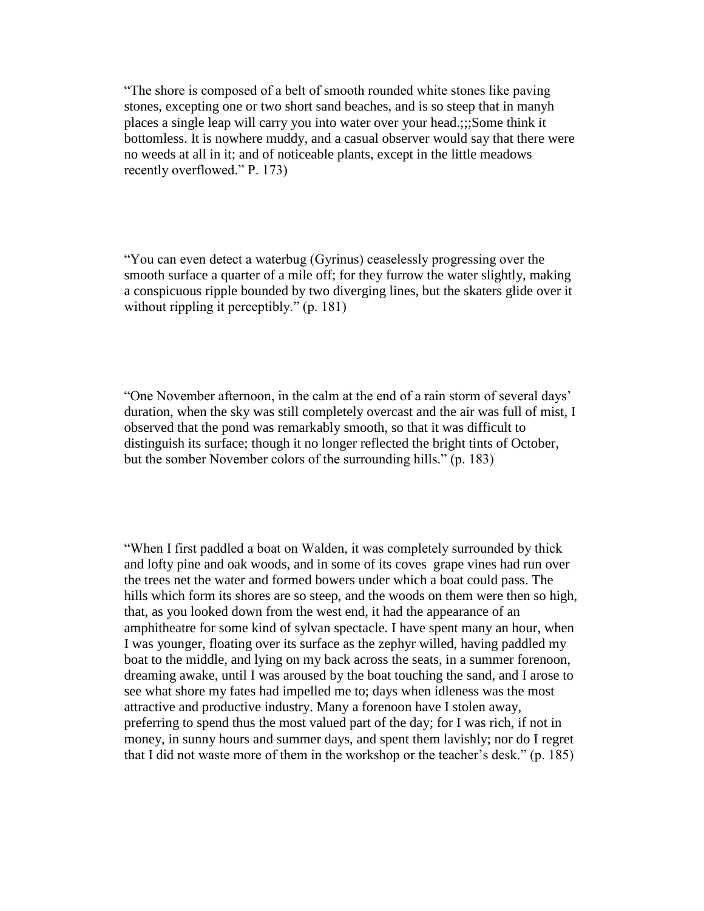"The shore is composed of a belt of smooth rounded white stones like paving stones, excepting one or two short sand beaches, and is so steep that in manyh places a single leap will carry you into water over your head.;;;Some think it bottomless. It is nowhere muddy, and a casual observer would say that there were no weeds at all in it; and of noticeable plants, except in the little meadows recently overflowed." P. 173)

"You can even detect a waterbug (Gyrinus) ceaselessly progressing over the smooth surface a quarter of a mile off; for they furrow the water slightly, making a conspicuous ripple bounded by two diverging lines, but the skaters glide over it without rippling it perceptibly." (p. 181)

"One November afternoon, in the calm at the end of a rain storm of several days' duration, when the sky was still completely overcast and the air was full of mist, I observed that the pond was remarkably smooth, so that it was difficult to distinguish its surface; though it no longer reflected the bright tints of October, but the somber November colors of the surrounding hills." (p. 183)

"When I first paddled a boat on Walden, it was completely surrounded by thick and lofty pine and oak woods, and in some of its coves grape vines had run over the trees net the water and formed bowers under which a boat could pass. The hills which form its shores are so steep, and the woods on them were then so high, that, as you looked down from the west end, it had the appearance of an amphitheatre for some kind of sylvan spectacle. I have spent many an hour, when I was younger, floating over its surface as the zephyr willed, having paddled my boat to the middle, and lying on my back across the seats, in a summer forenoon, dreaming awake, until I was aroused by the boat touching the sand, and I arose to see what shore my fates had impelled me to; days when idleness was the most attractive and productive industry. Many a forenoon have I stolen away, preferring to spend thus the most valued part of the day; for I was rich, if not in money, in sunny hours and summer days, and spent them lavishly; nor do I regret that I did not waste more of them in the workshop or the teacher's desk." (p. 185)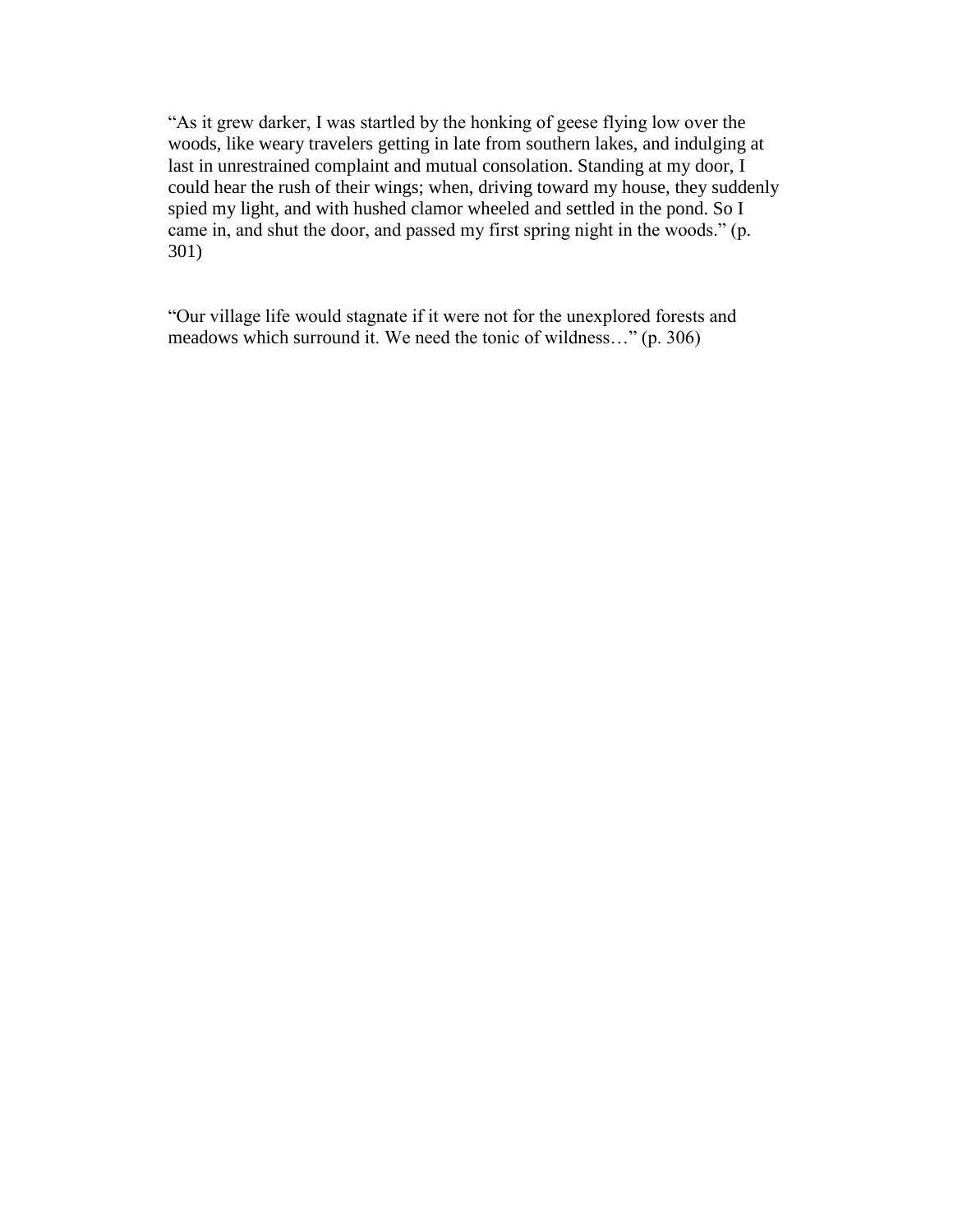"As it grew darker, I was startled by the honking of geese flying low over the woods, like weary travelers getting in late from southern lakes, and indulging at last in unrestrained complaint and mutual consolation. Standing at my door, I could hear the rush of their wings; when, driving toward my house, they suddenly spied my light, and with hushed clamor wheeled and settled in the pond. So I came in, and shut the door, and passed my first spring night in the woods." (p. 301)

"Our village life would stagnate if it were not for the unexplored forests and meadows which surround it. We need the tonic of wildness…" (p. 306)